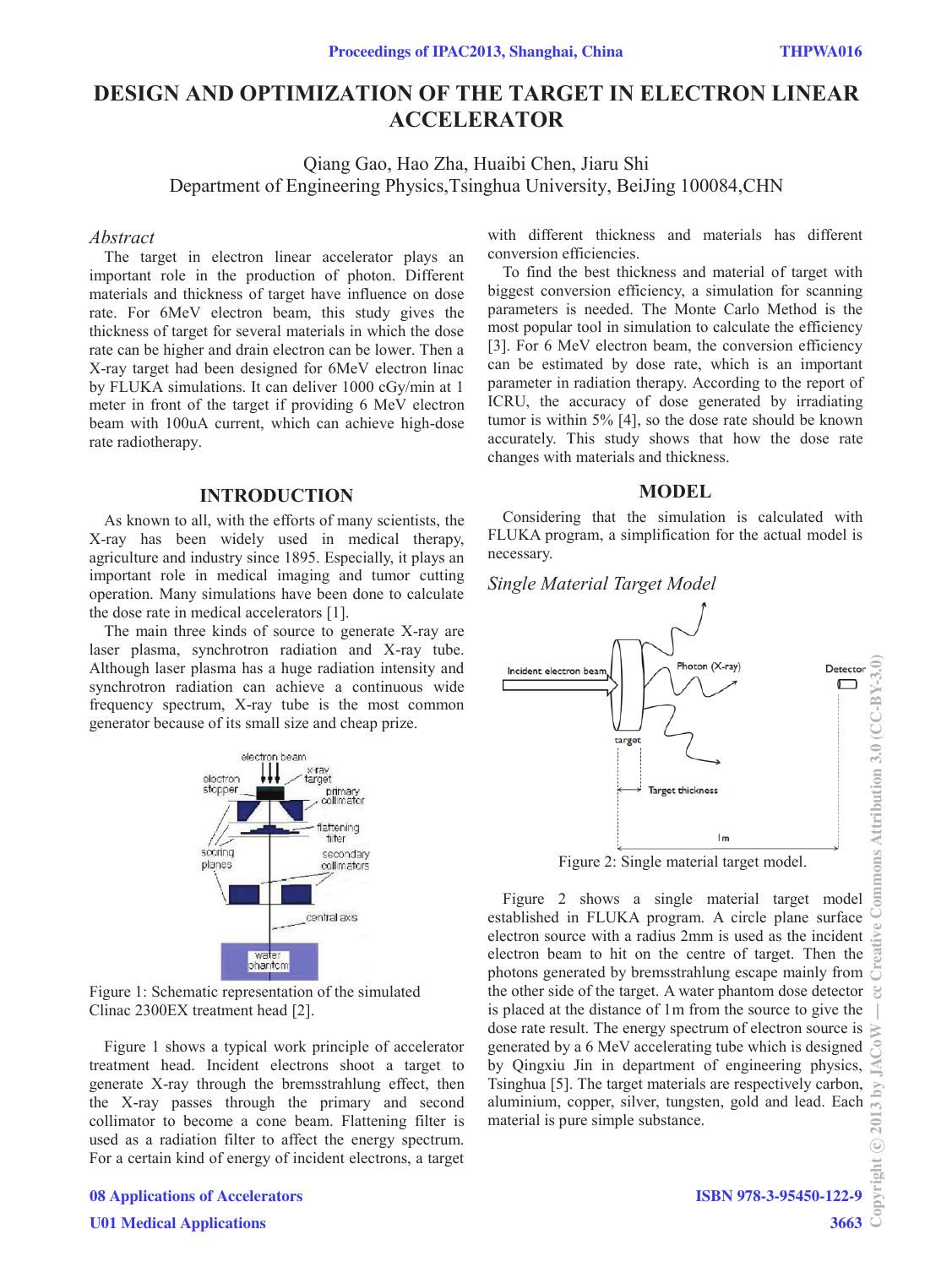# DESIGN AND OPTIMIZATION OF THE TARGET IN ELECTRON LINEAR ACCELERATOR

Qiang Gao, Hao Zha, Huaibi Chen, Jiaru Shi
Department of Engineering Physics,Tsinghua University, BeiJing 100084,CHN

## *Abstract*

The target in electron linear accelerator plays an important role in the production of photon. Different materials and thickness of target have influence on dose rate. For 6MeV electron beam, this study gives the thickness of target for several materials in which the dose rate can be higher and drain electron can be lower. Then a X-ray target had been designed for 6MeV electron linac by FLUKA simulations. It can deliver 1000 cGy/min at 1 meter in front of the target if providing 6 MeV electron beam with 100uA current, which can achieve high-dose rate radiotherapy.

## INTRODUCTION

As known to all, with the efforts of many scientists, the X-ray has been widely used in medical therapy, agriculture and industry since 1895. Especially, it plays an important role in medical imaging and tumor cutting operation. Many simulations have been done to calculate the dose rate in medical accelerators [1].

The main three kinds of source to generate X-ray are laser plasma, synchrotron radiation and X-ray tube. Although laser plasma has a huge radiation intensity and synchrotron radiation can achieve a continuous wide frequency spectrum, X-ray tube is the most common generator because of its small size and cheap prize.

Figure 1: Schematic representation of the simulated Clinac 2300EX treatment head [2].

Figure 1 shows a typical work principle of accelerator treatment head. Incident electrons shoot a target to generate X-ray through the bremsstrahlung effect, then the X-ray passes through the primary and second collimator to become a cone beam. Flattening filter is used as a radiation filter to affect the energy spectrum. For a certain kind of energy of incident electrons, a target with different thickness and materials has different conversion efficiencies.

To find the best thickness and material of target with biggest conversion efficiency, a simulation for scanning parameters is needed. The Monte Carlo Method is the most popular tool in simulation to calculate the efficiency [3]. For 6 MeV electron beam, the conversion efficiency can be estimated by dose rate, which is an important parameter in radiation therapy. According to the report of ICRU, the accuracy of dose generated by irradiating tumor is within 5% [4], so the dose rate should be known accurately. This study shows that how the dose rate changes with materials and thickness.

## MODEL

Considering that the simulation is calculated with FLUKA program, a simplification for the actual model is necessary.

### *Single Material Target Model*

Figure 2: Single material target model.

Figure 2 shows a single material target model established in FLUKA program. A circle plane surface electron source with a radius 2mm is used as the incident electron beam to hit on the centre of target. Then the photons generated by bremsstrahlung escape mainly from the other side of the target. A water phantom dose detector is placed at the distance of 1m from the source to give the dose rate result. The energy spectrum of electron source is generated by a 6 MeV accelerating tube which is designed by Qingxiu Jin in department of engineering physics, Tsinghua [5]. The target materials are respectively carbon, aluminium, copper, silver, tungsten, gold and lead. Each material is pure simple substance.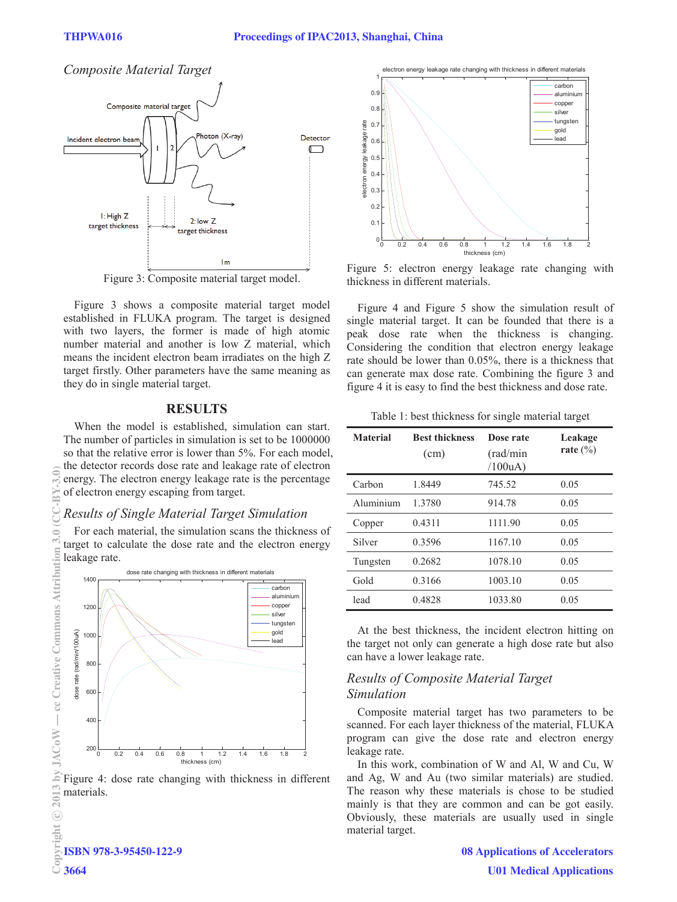### Composite Material Target

Figure 3: Composite material target model.

Figure 3 shows a composite material target model established in FLUKA program. The target is designed with two layers, the former is made of high atomic number material and another is low Z material, which means the incident electron beam irradiates on the high Z target firstly. Other parameters have the same meaning as they do in single material target.

## RESULTS

When the model is established, simulation can start. The number of particles in simulation is set to be 1000000 so that the relative error is lower than 5%. For each model, the detector records dose rate and leakage rate of electron energy. The electron energy leakage rate is the percentage of electron energy escaping from target.

### Results of Single Material Target Simulation

For each material, the simulation scans the thickness of target to calculate the dose rate and the electron energy leakage rate.

Figure 4: dose rate changing with thickness in different materials.

Figure 5: electron energy leakage rate changing with thickness in different materials.

Figure 4 and Figure 5 show the simulation result of single material target. It can be founded that there is a peak dose rate when the thickness is changing. Considering the condition that electron energy leakage rate should be lower than 0.05%, there is a thickness that can generate max dose rate. Combining the figure 3 and figure 4 it is easy to find the best thickness and dose rate.

Table 1: best thickness for single material target

| Material | Best thickness (cm) | Dose rate (rad/min /100uA) | Leakage rate (%) |
|---|---|---|---|
| Carbon | 1.8449 | 745.52 | 0.05 |
| Aluminium | 1.3780 | 914.78 | 0.05 |
| Copper | 0.4311 | 1111.90 | 0.05 |
| Silver | 0.3596 | 1167.10 | 0.05 |
| Tungsten | 0.2682 | 1078.10 | 0.05 |
| Gold | 0.3166 | 1003.10 | 0.05 |
| lead | 0.4828 | 1033.80 | 0.05 |

At the best thickness, the incident electron hitting on the target not only can generate a high dose rate but also can have a lower leakage rate.

### Results of Composite Material Target Simulation

Composite material target has two parameters to be scanned. For each layer thickness of the material, FLUKA program can give the dose rate and electron energy leakage rate.

In this work, combination of W and Al, W and Cu, W and Ag, W and Au (two similar materials) are studied. The reason why these materials is chose to be studied mainly is that they are common and can be got easily. Obviously, these materials are usually used in single material target.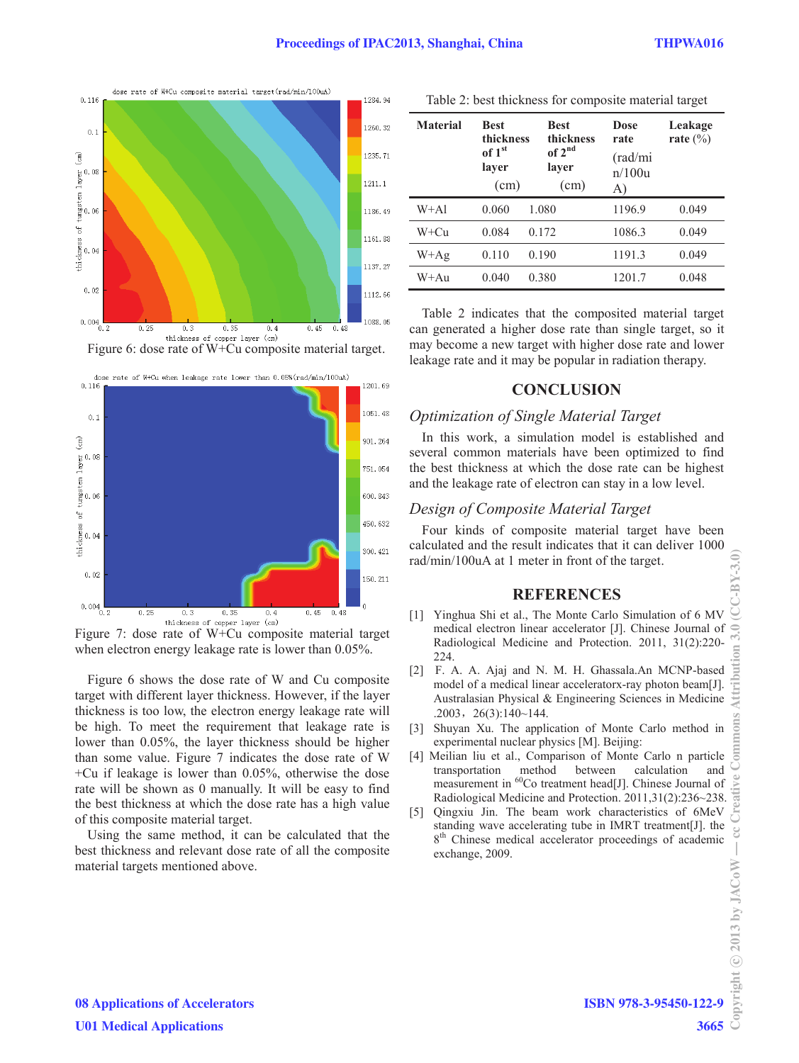dose rate of W+Cu composite material target(rad/min/100uA)

0.116, 0.1, 0.08, 0.06, 0.04, 0.02, 0.004

thickness of tungsten layer (cm)

0.2, 0.25, 0.3, 0.35, 0.4, 0.45, 0.48

thickness of copper layer (cm)

1284.94, 1260.32, 1235.71, 1211.1, 1186.49, 1161.88, 1137.27, 1112.66, 1088.05

Figure 6: dose rate of W+Cu composite material target.

dose rate of W+Cu when leakage rate lower than 0.05%(rad/min/100uA)

0.116, 0.1, 0.08, 0.06, 0.04, 0.02, 0.004

thickness of tungsten layer (cm)

0.2, 0.25, 0.3, 0.35, 0.4, 0.45, 0.48

thickness of copper layer (cm)

1201.69, 1051.48, 901.264, 751.054, 600.843, 450.632, 300.421, 150.211, 0

Figure 7: dose rate of W+Cu composite material target when electron energy leakage rate is lower than 0.05%.

Figure 6 shows the dose rate of W and Cu composite target with different layer thickness. However, if the layer thickness is too low, the electron energy leakage rate will be high. To meet the requirement that leakage rate is lower than 0.05%, the layer thickness should be higher than some value. Figure 7 indicates the dose rate of W +Cu if leakage is lower than 0.05%, otherwise the dose rate will be shown as 0 manually. It will be easy to find the best thickness at which the dose rate has a high value of this composite material target.

Using the same method, it can be calculated that the best thickness and relevant dose rate of all the composite material targets mentioned above.

Table 2: best thickness for composite material target

| Material | Best thickness of 1st layer (cm) | Best thickness of 2nd layer (cm) | Dose rate (rad/min/100uA) | Leakage rate (%) |
|---|---|---|---|---|
| W+Al | 0.060 | 1.080 | 1196.9 | 0.049 |
| W+Cu | 0.084 | 0.172 | 1086.3 | 0.049 |
| W+Ag | 0.110 | 0.190 | 1191.3 | 0.049 |
| W+Au | 0.040 | 0.380 | 1201.7 | 0.048 |

Table 2 indicates that the composited material target can generated a higher dose rate than single target, so it may become a new target with higher dose rate and lower leakage rate and it may be popular in radiation therapy.

## CONCLUSION

### *Optimization of Single Material Target*

In this work, a simulation model is established and several common materials have been optimized to find the best thickness at which the dose rate can be highest and the leakage rate of electron can stay in a low level.

### *Design of Composite Material Target*

Four kinds of composite material target have been calculated and the result indicates that it can deliver 1000 rad/min/100uA at 1 meter in front of the target.

## REFERENCES

[1] Yinghua Shi et al., The Monte Carlo Simulation of 6 MV medical electron linear accelerator [J]. Chinese Journal of Radiological Medicine and Protection. 2011, 31(2):220-224.

[2] F. A. A. Ajaj and N. M. H. Ghassala.An MCNP-based model of a medical linear acceleratorx-ray photon beam[J]. Australasian Physical & Engineering Sciences in Medicine .2003，26(3):140~144.

[3] Shuyan Xu. The application of Monte Carlo method in experimental nuclear physics [M]. Beijing:

[4] Meilian liu et al., Comparison of Monte Carlo n particle transportation method between calculation and measurement in $^{60}$Co treatment head[J]. Chinese Journal of Radiological Medicine and Protection. 2011,31(2):236~238.

[5] Qingxiu Jin. The beam work characteristics of 6MeV standing wave accelerating tube in IMRT treatment[J]. the 8th Chinese medical accelerator proceedings of academic exchange, 2009.